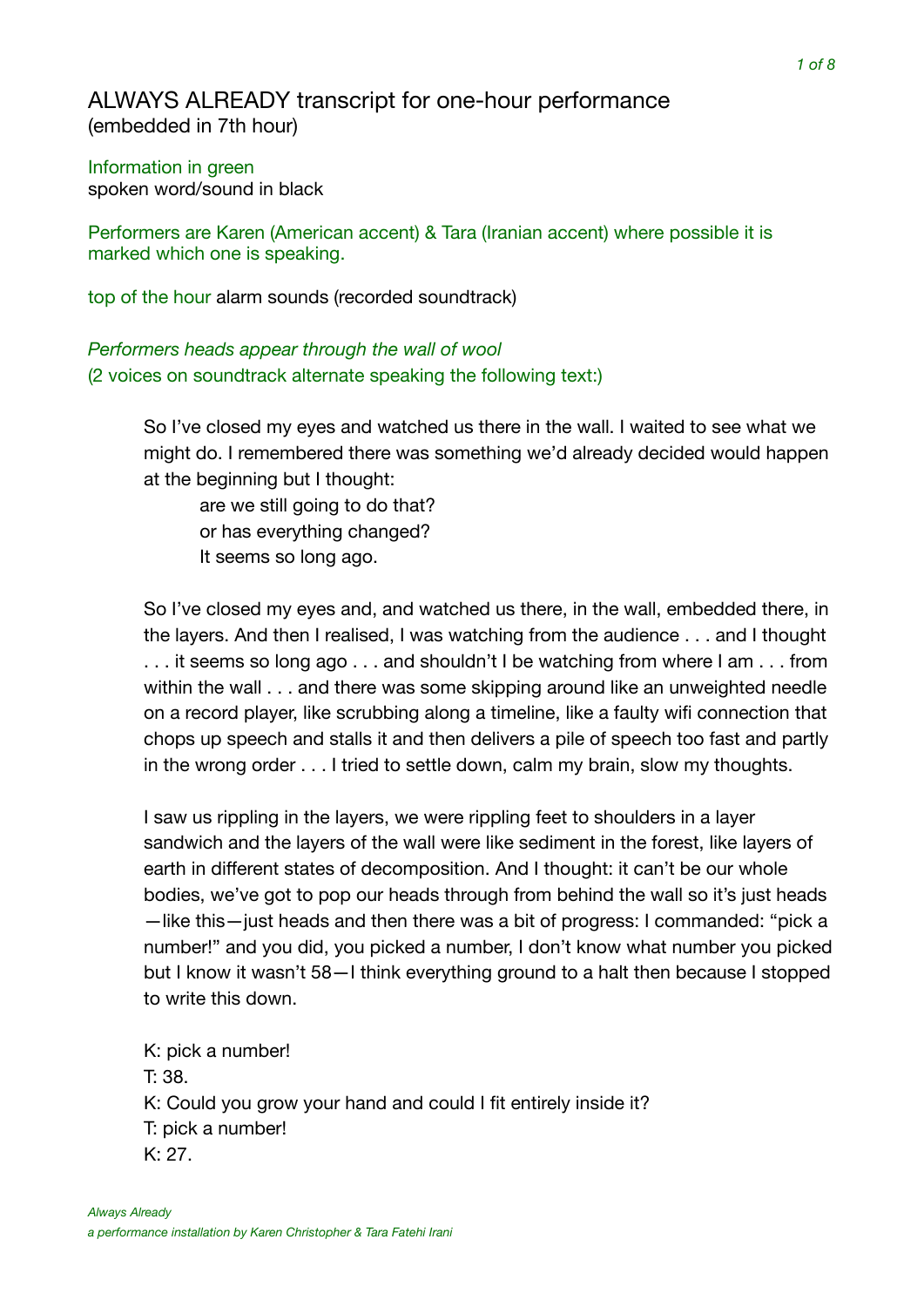# ALWAYS ALREADY transcript for one-hour performance
(embedded in 7th hour)

Information in green
spoken word/sound in black

Performers are Karen (American accent) & Tara (Iranian accent) where possible it is marked which one is speaking.

top of the hour alarm sounds (recorded soundtrack)

*Performers heads appear through the wall of wool*
(2 voices on soundtrack alternate speaking the following text:)

> So I've closed my eyes and watched us there in the wall. I waited to see what we might do. I remembered there was something we'd already decided would happen at the beginning but I thought:
>
> > are we still going to do that?
> > or has everything changed?
> > It seems so long ago.
>
> So I've closed my eyes and, and watched us there, in the wall, embedded there, in the layers. And then I realised, I was watching from the audience . . . and I thought . . . it seems so long ago . . . and shouldn't I be watching from where I am . . . from within the wall . . . and there was some skipping around like an unweighted needle on a record player, like scrubbing along a timeline, like a faulty wifi connection that chops up speech and stalls it and then delivers a pile of speech too fast and partly in the wrong order . . . I tried to settle down, calm my brain, slow my thoughts.
>
> I saw us rippling in the layers, we were rippling feet to shoulders in a layer sandwich and the layers of the wall were like sediment in the forest, like layers of earth in different states of decomposition. And I thought: it can't be our whole bodies, we've got to pop our heads through from behind the wall so it's just heads—like this—just heads and then there was a bit of progress: I commanded: "pick a number!" and you did, you picked a number, I don't know what number you picked but I know it wasn't 58—I think everything ground to a halt then because I stopped to write this down.
>
> K: pick a number!
> T: 38.
> K: Could you grow your hand and could I fit entirely inside it?
> T: pick a number!
> K: 27.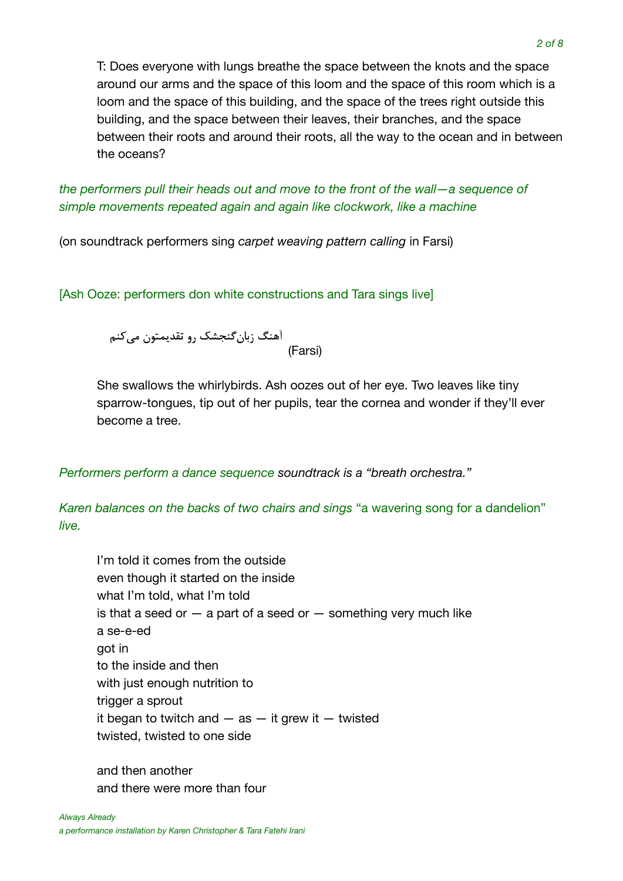T: Does everyone with lungs breathe the space between the knots and the space around our arms and the space of this loom and the space of this room which is a loom and the space of this building, and the space of the trees right outside this building, and the space between their leaves, their branches, and the space between their roots and around their roots, all the way to the ocean and in between the oceans?

*the performers pull their heads out and move to the front of the wall—a sequence of simple movements repeated again and again like clockwork, like a machine*

(on soundtrack performers sing *carpet weaving pattern calling* in Farsi)

[Ash Ooze: performers don white constructions and Tara sings live]

آهنگ زبان‌گنجشک رو تقدیمتون می‌کنم (Farsi)

She swallows the whirlybirds. Ash oozes out of her eye. Two leaves like tiny sparrow-tongues, tip out of her pupils, tear the cornea and wonder if they'll ever become a tree.

*Performers perform a dance sequence soundtrack is a "breath orchestra."*

*Karen balances on the backs of two chairs and sings* "a wavering song for a dandelion" *live.*

I'm told it comes from the outside
even though it started on the inside
what I'm told, what I'm told
is that a seed or — a part of a seed or — something very much like
a se-e-ed
got in
to the inside and then
with just enough nutrition to
trigger a sprout
it began to twitch and — as — it grew it — twisted
twisted, twisted to one side

and then another
and there were more than four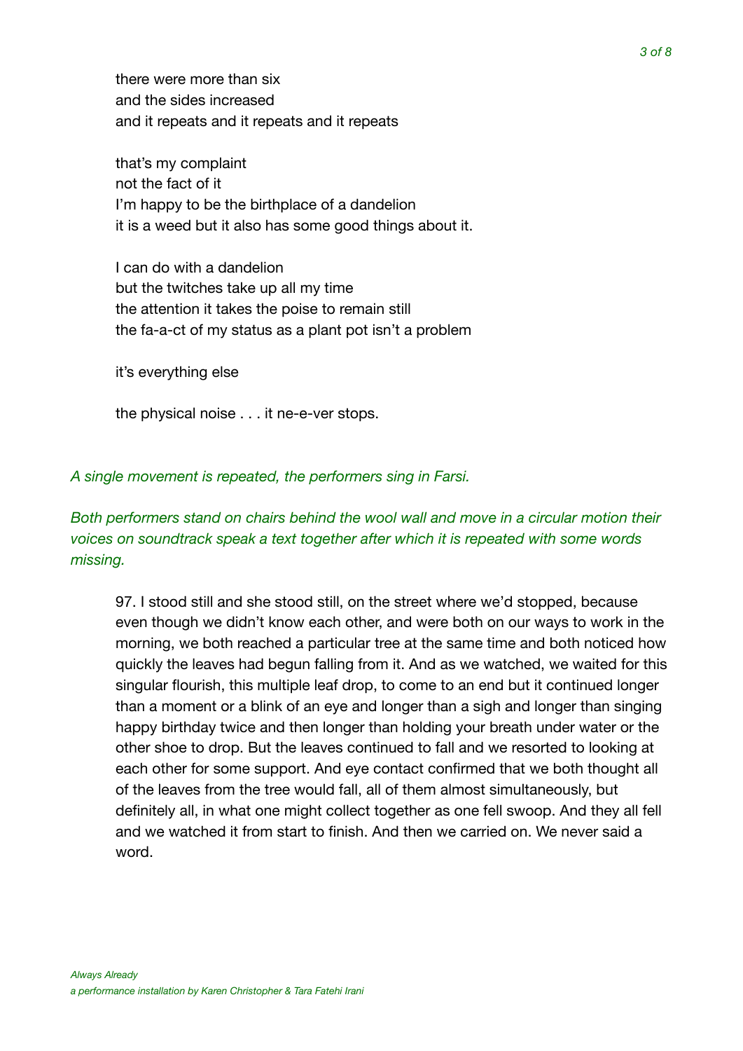there were more than six
and the sides increased
and it repeats and it repeats and it repeats

that's my complaint
not the fact of it
I'm happy to be the birthplace of a dandelion
it is a weed but it also has some good things about it.

I can do with a dandelion
but the twitches take up all my time
the attention it takes the poise to remain still
the fa-a-ct of my status as a plant pot isn't a problem

it's everything else

the physical noise . . . it ne-e-ver stops.

*A single movement is repeated, the performers sing in Farsi.*

*Both performers stand on chairs behind the wool wall and move in a circular motion their voices on soundtrack speak a text together after which it is repeated with some words missing.*

97. I stood still and she stood still, on the street where we'd stopped, because even though we didn't know each other, and were both on our ways to work in the morning, we both reached a particular tree at the same time and both noticed how quickly the leaves had begun falling from it. And as we watched, we waited for this singular flourish, this multiple leaf drop, to come to an end but it continued longer than a moment or a blink of an eye and longer than a sigh and longer than singing happy birthday twice and then longer than holding your breath under water or the other shoe to drop. But the leaves continued to fall and we resorted to looking at each other for some support. And eye contact confirmed that we both thought all of the leaves from the tree would fall, all of them almost simultaneously, but definitely all, in what one might collect together as one fell swoop. And they all fell and we watched it from start to finish. And then we carried on. We never said a word.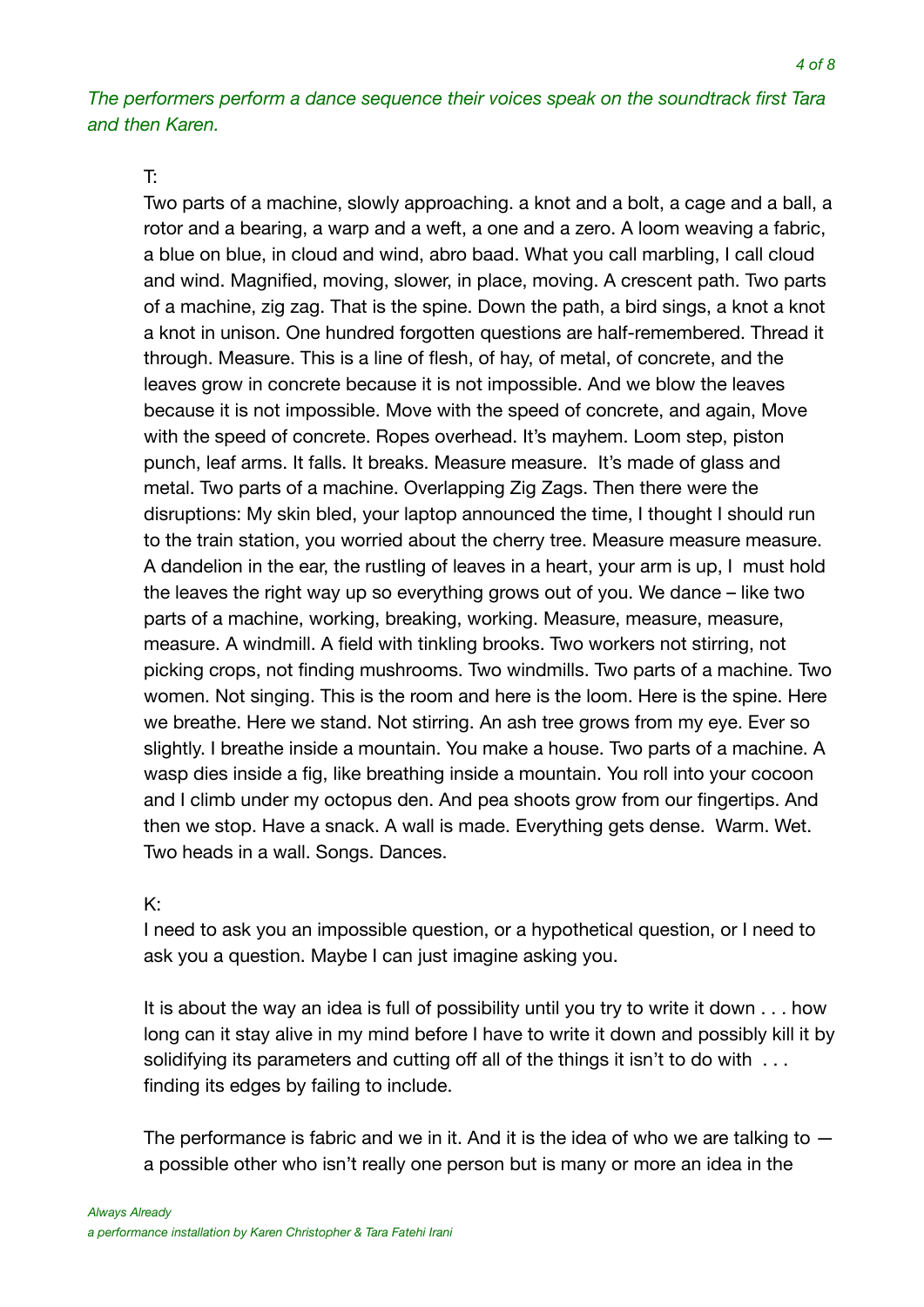*The performers perform a dance sequence their voices speak on the soundtrack first Tara and then Karen.*

T:

Two parts of a machine, slowly approaching. a knot and a bolt, a cage and a ball, a rotor and a bearing, a warp and a weft, a one and a zero. A loom weaving a fabric, a blue on blue, in cloud and wind, abro baad. What you call marbling, I call cloud and wind. Magnified, moving, slower, in place, moving. A crescent path. Two parts of a machine, zig zag. That is the spine. Down the path, a bird sings, a knot a knot a knot in unison. One hundred forgotten questions are half-remembered. Thread it through. Measure. This is a line of flesh, of hay, of metal, of concrete, and the leaves grow in concrete because it is not impossible. And we blow the leaves because it is not impossible. Move with the speed of concrete, and again, Move with the speed of concrete. Ropes overhead. It's mayhem. Loom step, piston punch, leaf arms. It falls. It breaks. Measure measure. It's made of glass and metal. Two parts of a machine. Overlapping Zig Zags. Then there were the disruptions: My skin bled, your laptop announced the time, I thought I should run to the train station, you worried about the cherry tree. Measure measure measure. A dandelion in the ear, the rustling of leaves in a heart, your arm is up, I must hold the leaves the right way up so everything grows out of you. We dance – like two parts of a machine, working, breaking, working. Measure, measure, measure, measure. A windmill. A field with tinkling brooks. Two workers not stirring, not picking crops, not finding mushrooms. Two windmills. Two parts of a machine. Two women. Not singing. This is the room and here is the loom. Here is the spine. Here we breathe. Here we stand. Not stirring. An ash tree grows from my eye. Ever so slightly. I breathe inside a mountain. You make a house. Two parts of a machine. A wasp dies inside a fig, like breathing inside a mountain. You roll into your cocoon and I climb under my octopus den. And pea shoots grow from our fingertips. And then we stop. Have a snack. A wall is made. Everything gets dense. Warm. Wet. Two heads in a wall. Songs. Dances.

K:

I need to ask you an impossible question, or a hypothetical question, or I need to ask you a question. Maybe I can just imagine asking you.

It is about the way an idea is full of possibility until you try to write it down . . . how long can it stay alive in my mind before I have to write it down and possibly kill it by solidifying its parameters and cutting off all of the things it isn't to do with . . . finding its edges by failing to include.

The performance is fabric and we in it. And it is the idea of who we are talking to — a possible other who isn't really one person but is many or more an idea in the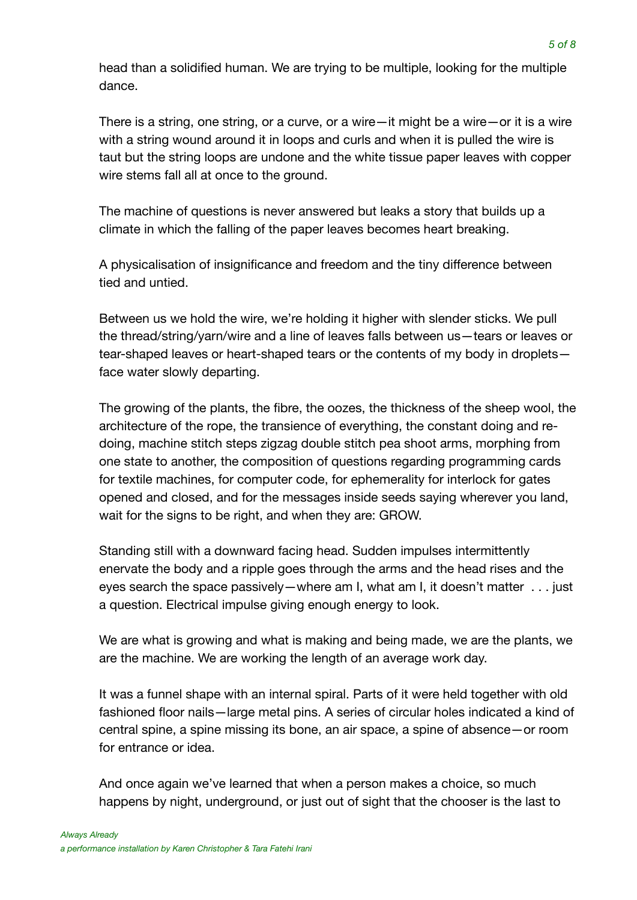head than a solidified human. We are trying to be multiple, looking for the multiple dance.

There is a string, one string, or a curve, or a wire—it might be a wire—or it is a wire with a string wound around it in loops and curls and when it is pulled the wire is taut but the string loops are undone and the white tissue paper leaves with copper wire stems fall all at once to the ground.

The machine of questions is never answered but leaks a story that builds up a climate in which the falling of the paper leaves becomes heart breaking.

A physicalisation of insignificance and freedom and the tiny difference between tied and untied.

Between us we hold the wire, we're holding it higher with slender sticks. We pull the thread/string/yarn/wire and a line of leaves falls between us—tears or leaves or tear-shaped leaves or heart-shaped tears or the contents of my body in droplets—face water slowly departing.

The growing of the plants, the fibre, the oozes, the thickness of the sheep wool, the architecture of the rope, the transience of everything, the constant doing and re-doing, machine stitch steps zigzag double stitch pea shoot arms, morphing from one state to another, the composition of questions regarding programming cards for textile machines, for computer code, for ephemerality for interlock for gates opened and closed, and for the messages inside seeds saying wherever you land, wait for the signs to be right, and when they are: GROW.

Standing still with a downward facing head. Sudden impulses intermittently enervate the body and a ripple goes through the arms and the head rises and the eyes search the space passively—where am I, what am I, it doesn't matter . . . just a question. Electrical impulse giving enough energy to look.

We are what is growing and what is making and being made, we are the plants, we are the machine. We are working the length of an average work day.

It was a funnel shape with an internal spiral. Parts of it were held together with old fashioned floor nails—large metal pins. A series of circular holes indicated a kind of central spine, a spine missing its bone, an air space, a spine of absence—or room for entrance or idea.

And once again we've learned that when a person makes a choice, so much happens by night, underground, or just out of sight that the chooser is the last to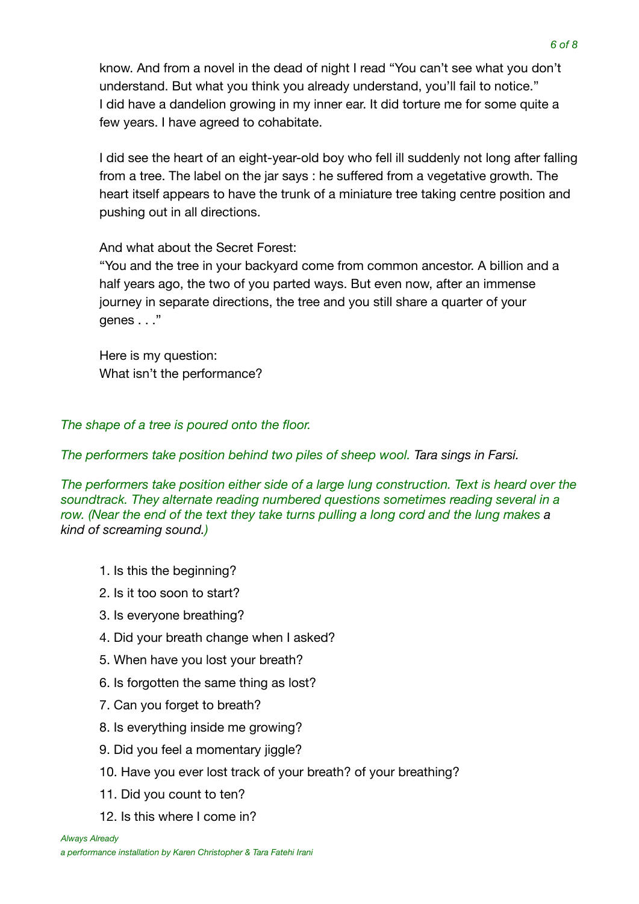know. And from a novel in the dead of night I read “You can’t see what you don’t understand. But what you think you already understand, you’ll fail to notice.”
I did have a dandelion growing in my inner ear. It did torture me for some quite a few years. I have agreed to cohabitate.

I did see the heart of an eight-year-old boy who fell ill suddenly not long after falling from a tree. The label on the jar says : he suffered from a vegetative growth. The heart itself appears to have the trunk of a miniature tree taking centre position and pushing out in all directions.

And what about the Secret Forest:
“You and the tree in your backyard come from common ancestor. A billion and a half years ago, the two of you parted ways. But even now, after an immense journey in separate directions, the tree and you still share a quarter of your genes . . .”

Here is my question:
What isn’t the performance?

*The shape of a tree is poured onto the floor.*

*The performers take position behind two piles of sheep wool. Tara sings in Farsi.*

*The performers take position either side of a large lung construction. Text is heard over the soundtrack. They alternate reading numbered questions sometimes reading several in a row. (Near the end of the text they take turns pulling a long cord and the lung makes a kind of screaming sound.)*

1. Is this the beginning?
2. Is it too soon to start?
3. Is everyone breathing?
4. Did your breath change when I asked?
5. When have you lost your breath?
6. Is forgotten the same thing as lost?
7. Can you forget to breath?
8. Is everything inside me growing?
9. Did you feel a momentary jiggle?
10. Have you ever lost track of your breath? of your breathing?
11. Did you count to ten?
12. Is this where I come in?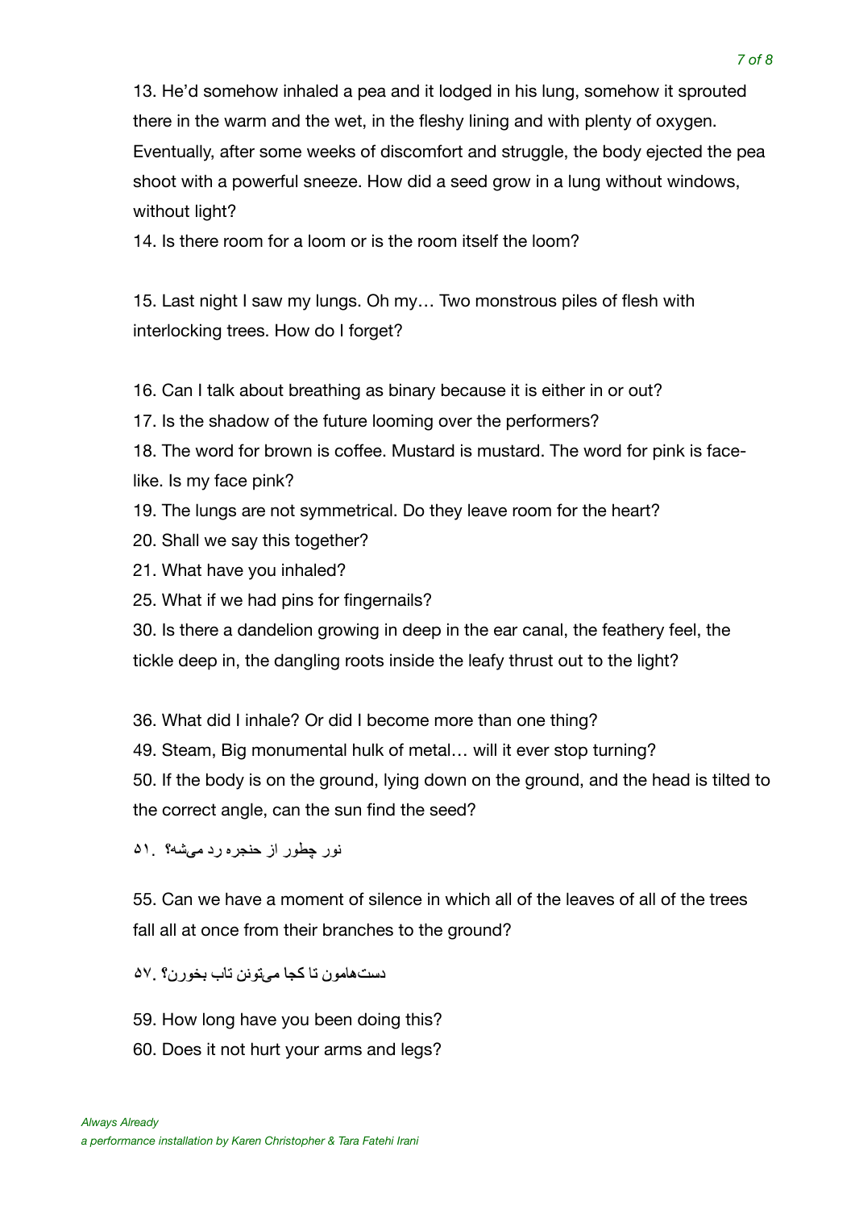13. He'd somehow inhaled a pea and it lodged in his lung, somehow it sprouted there in the warm and the wet, in the fleshy lining and with plenty of oxygen. Eventually, after some weeks of discomfort and struggle, the body ejected the pea shoot with a powerful sneeze. How did a seed grow in a lung without windows, without light?

14. Is there room for a loom or is the room itself the loom?

15. Last night I saw my lungs. Oh my… Two monstrous piles of flesh with interlocking trees. How do I forget?

16. Can I talk about breathing as binary because it is either in or out?

17. Is the shadow of the future looming over the performers?

18. The word for brown is coffee. Mustard is mustard. The word for pink is face-like. Is my face pink?

19. The lungs are not symmetrical. Do they leave room for the heart?

20. Shall we say this together?

21. What have you inhaled?

25. What if we had pins for fingernails?

30. Is there a dandelion growing in deep in the ear canal, the feathery feel, the tickle deep in, the dangling roots inside the leafy thrust out to the light?

36. What did I inhale? Or did I become more than one thing?

49. Steam, Big monumental hulk of metal… will it ever stop turning?

50. If the body is on the ground, lying down on the ground, and the head is tilted to the correct angle, can the sun find the seed?

۵۱. نور چطور از حنجره رد می‌شه؟

55. Can we have a moment of silence in which all of the leaves of all of the trees fall all at once from their branches to the ground?

۵۷. دست‌هامون تا کجا می‌تونن تاب بخورن؟

59. How long have you been doing this?

60. Does it not hurt your arms and legs?

*Always Already*
*a performance installation by Karen Christopher & Tara Fatehi Irani*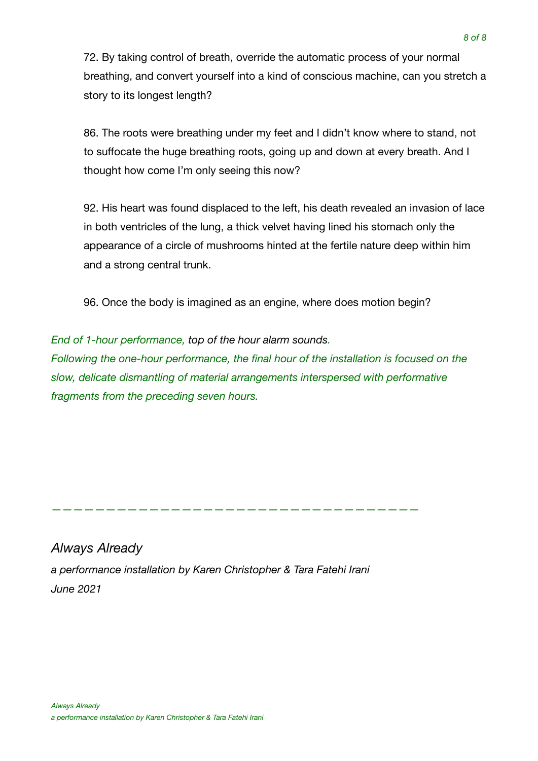72. By taking control of breath, override the automatic process of your normal breathing, and convert yourself into a kind of conscious machine, can you stretch a story to its longest length?

86. The roots were breathing under my feet and I didn't know where to stand, not to suffocate the huge breathing roots, going up and down at every breath. And I thought how come I'm only seeing this now?

92. His heart was found displaced to the left, his death revealed an invasion of lace in both ventricles of the lung, a thick velvet having lined his stomach only the appearance of a circle of mushrooms hinted at the fertile nature deep within him and a strong central trunk.

96. Once the body is imagined as an engine, where does motion begin?

*End of 1-hour performance, top of the hour alarm sounds.*
*Following the one-hour performance, the final hour of the installation is focused on the slow, delicate dismantling of material arrangements interspersed with performative fragments from the preceding seven hours.*

---

*Always Already*
*a performance installation by Karen Christopher & Tara Fatehi Irani*
*June 2021*